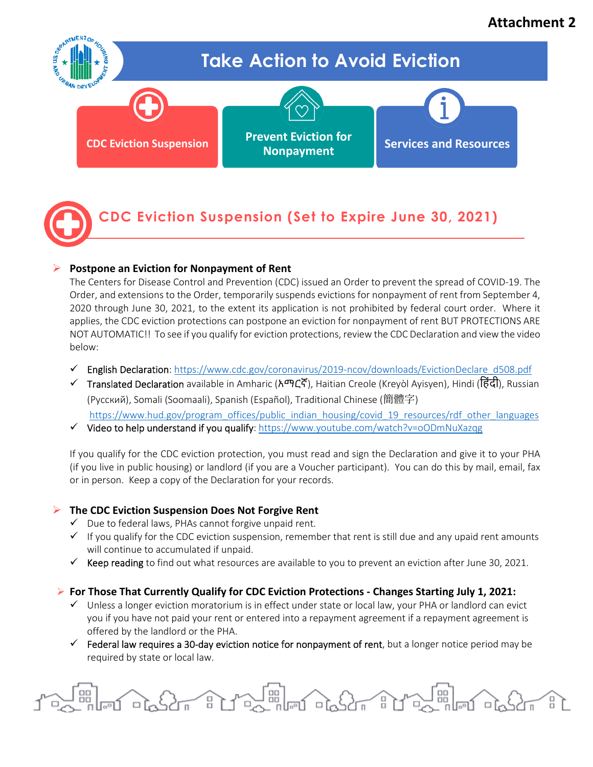**Attachment 2**

# Take Action to Avoid Eviction

**CDC Eviction Suspension** | **Prevent Eviction for Nonpayment** | **Services and Resources**

## CDC Eviction Suspension (Set to Expire June 30, 2021)

- **Postpone an Eviction for Nonpayment of Rent**

  The Centers for Disease Control and Prevention (CDC) issued an Order to prevent the spread of COVID-19. The Order, and extensions to the Order, temporarily suspends evictions for nonpayment of rent from September 4, 2020 through June 30, 2021, to the extent its application is not prohibited by federal court order. Where it applies, the CDC eviction protections can postpone an eviction for nonpayment of rent BUT PROTECTIONS ARE NOT AUTOMATIC!! To see if you qualify for eviction protections, review the CDC Declaration and view the video below:

  - ✓ English Declaration: https://www.cdc.gov/coronavirus/2019-ncov/downloads/EvictionDeclare_d508.pdf
  - ✓ Translated Declaration available in Amharic (አማርኛ), Haitian Creole (Kreyòl Ayisyen), Hindi (हिंदी), Russian (Русский), Somali (Soomaali), Spanish (Español), Traditional Chinese (簡體字) https://www.hud.gov/program_offices/public_indian_housing/covid_19_resources/rdf_other_languages
  - ✓ Video to help understand if you qualify: https://www.youtube.com/watch?v=oODmNuXazqg

  If you qualify for the CDC eviction protection, you must read and sign the Declaration and give it to your PHA (if you live in public housing) or landlord (if you are a Voucher participant). You can do this by mail, email, fax or in person. Keep a copy of the Declaration for your records.

- **The CDC Eviction Suspension Does Not Forgive Rent**
  - ✓ Due to federal laws, PHAs cannot forgive unpaid rent.
  - ✓ If you qualify for the CDC eviction suspension, remember that rent is still due and any upaid rent amounts will continue to accumulated if unpaid.
  - ✓ Keep reading to find out what resources are available to you to prevent an eviction after June 30, 2021.

- **For Those That Currently Qualify for CDC Eviction Protections - Changes Starting July 1, 2021:**
  - ✓ Unless a longer eviction moratorium is in effect under state or local law, your PHA or landlord can evict you if you have not paid your rent or entered into a repayment agreement if a repayment agreement is offered by the landlord or the PHA.
  - ✓ Federal law requires a 30-day eviction notice for nonpayment of rent, but a longer notice period may be required by state or local law.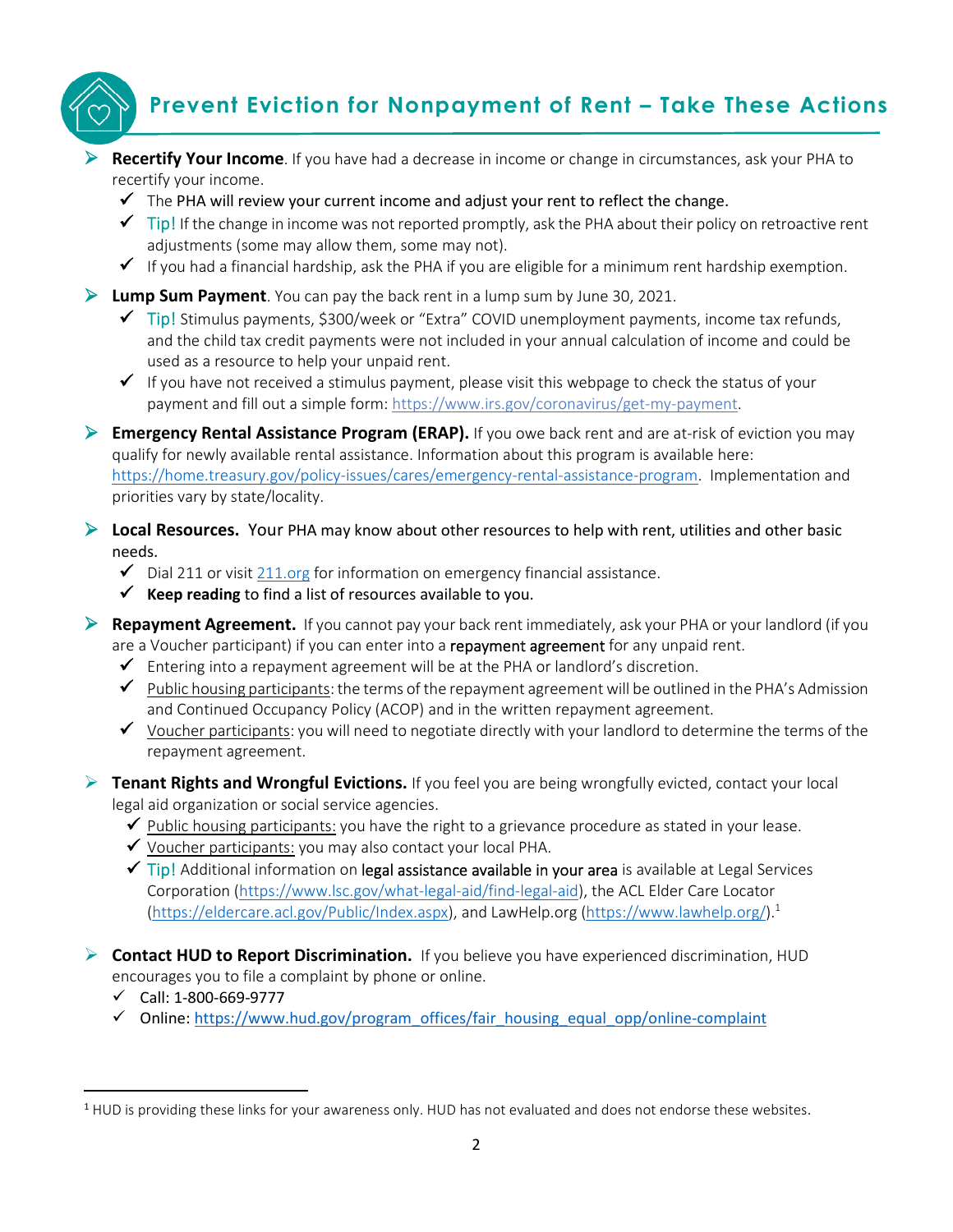## Prevent Eviction for Nonpayment of Rent – Take These Actions

- **Recertify Your Income**. If you have had a decrease in income or change in circumstances, ask your PHA to recertify your income.
  - ✓ The PHA will review your current income and adjust your rent to reflect the change.
  - ✓ Tip! If the change in income was not reported promptly, ask the PHA about their policy on retroactive rent adjustments (some may allow them, some may not).
  - ✓ If you had a financial hardship, ask the PHA if you are eligible for a minimum rent hardship exemption.
- **Lump Sum Payment**. You can pay the back rent in a lump sum by June 30, 2021.
  - ✓ Tip! Stimulus payments, $300/week or "Extra" COVID unemployment payments, income tax refunds, and the child tax credit payments were not included in your annual calculation of income and could be used as a resource to help your unpaid rent.
  - ✓ If you have not received a stimulus payment, please visit this webpage to check the status of your payment and fill out a simple form: https://www.irs.gov/coronavirus/get-my-payment.
- **Emergency Rental Assistance Program (ERAP).** If you owe back rent and are at-risk of eviction you may qualify for newly available rental assistance. Information about this program is available here: https://home.treasury.gov/policy-issues/cares/emergency-rental-assistance-program. Implementation and priorities vary by state/locality.
- **Local Resources.** Your PHA may know about other resources to help with rent, utilities and other basic needs.
  - ✓ Dial 211 or visit 211.org for information on emergency financial assistance.
  - ✓ **Keep reading** to find a list of resources available to you.
- **Repayment Agreement.** If you cannot pay your back rent immediately, ask your PHA or your landlord (if you are a Voucher participant) if you can enter into a repayment agreement for any unpaid rent.
  - ✓ Entering into a repayment agreement will be at the PHA or landlord's discretion.
  - ✓ Public housing participants: the terms of the repayment agreement will be outlined in the PHA's Admission and Continued Occupancy Policy (ACOP) and in the written repayment agreement.
  - ✓ Voucher participants: you will need to negotiate directly with your landlord to determine the terms of the repayment agreement.
- **Tenant Rights and Wrongful Evictions.** If you feel you are being wrongfully evicted, contact your local legal aid organization or social service agencies.
  - ✓ Public housing participants: you have the right to a grievance procedure as stated in your lease.
  - ✓ Voucher participants: you may also contact your local PHA.
  - ✓ Tip! Additional information on legal assistance available in your area is available at Legal Services Corporation (https://www.lsc.gov/what-legal-aid/find-legal-aid), the ACL Elder Care Locator (https://eldercare.acl.gov/Public/Index.aspx), and LawHelp.org (https://www.lawhelp.org/).[1]
- **Contact HUD to Report Discrimination.** If you believe you have experienced discrimination, HUD encourages you to file a complaint by phone or online.
  - ✓ Call: 1-800-669-9777
  - ✓ Online: https://www.hud.gov/program_offices/fair_housing_equal_opp/online-complaint

[1] HUD is providing these links for your awareness only. HUD has not evaluated and does not endorse these websites.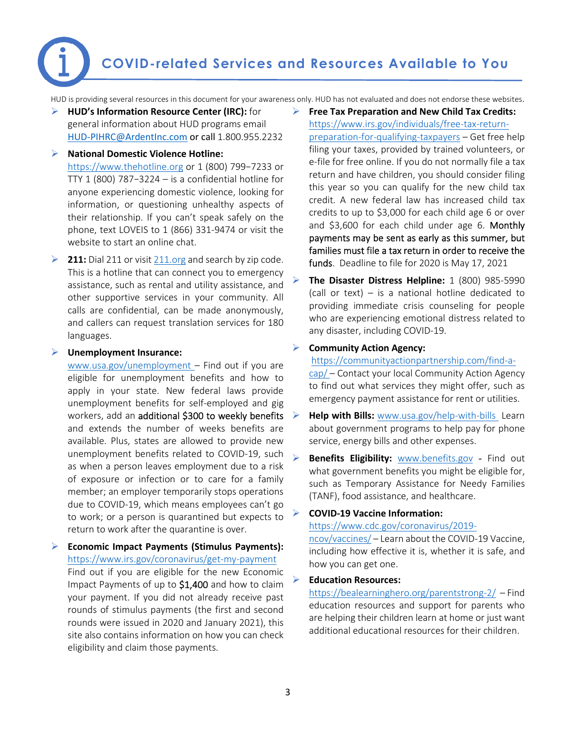# COVID-related Services and Resources Available to You

HUD is providing several resources in this document for your awareness only. HUD has not evaluated and does not endorse these websites.

- **HUD's Information Resource Center (IRC):** for general information about HUD programs email HUD-PIHRC@ArdentInc.com or call 1.800.955.2232
- **National Domestic Violence Hotline:** https://www.thehotline.org or 1 (800) 799−7233 or TTY 1 (800) 787−3224 – is a confidential hotline for anyone experiencing domestic violence, looking for information, or questioning unhealthy aspects of their relationship. If you can't speak safely on the phone, text LOVEIS to 1 (866) 331-9474 or visit the website to start an online chat.
- **211:** Dial 211 or visit 211.org and search by zip code. This is a hotline that can connect you to emergency assistance, such as rental and utility assistance, and other supportive services in your community. All calls are confidential, can be made anonymously, and callers can request translation services for 180 languages.
- **Unemployment Insurance:** www.usa.gov/unemployment – Find out if you are eligible for unemployment benefits and how to apply in your state. New federal laws provide unemployment benefits for self-employed and gig workers, add an additional $300 to weekly benefits and extends the number of weeks benefits are available. Plus, states are allowed to provide new unemployment benefits related to COVID-19, such as when a person leaves employment due to a risk of exposure or infection or to care for a family member; an employer temporarily stops operations due to COVID-19, which means employees can't go to work; or a person is quarantined but expects to return to work after the quarantine is over.
- **Economic Impact Payments (Stimulus Payments):** https://www.irs.gov/coronavirus/get-my-payment Find out if you are eligible for the new Economic Impact Payments of up to $1,400 and how to claim your payment. If you did not already receive past rounds of stimulus payments (the first and second rounds were issued in 2020 and January 2021), this site also contains information on how you can check eligibility and claim those payments.
- **Free Tax Preparation and New Child Tax Credits:** https://www.irs.gov/individuals/free-tax-return-preparation-for-qualifying-taxpayers – Get free help filing your taxes, provided by trained volunteers, or e-file for free online. If you do not normally file a tax return and have children, you should consider filing this year so you can qualify for the new child tax credit. A new federal law has increased child tax credits to up to $3,000 for each child age 6 or over and $3,600 for each child under age 6. Monthly payments may be sent as early as this summer, but families must file a tax return in order to receive the funds. Deadline to file for 2020 is May 17, 2021
- **The Disaster Distress Helpline:** 1 (800) 985-5990 (call or text) – is a national hotline dedicated to providing immediate crisis counseling for people who are experiencing emotional distress related to any disaster, including COVID-19.
- **Community Action Agency:** https://communityactionpartnership.com/find-a-cap/ – Contact your local Community Action Agency to find out what services they might offer, such as emergency payment assistance for rent or utilities.
- **Help with Bills:** www.usa.gov/help-with-bills Learn about government programs to help pay for phone service, energy bills and other expenses.
- **Benefits Eligibility:** www.benefits.gov - Find out what government benefits you might be eligible for, such as Temporary Assistance for Needy Families (TANF), food assistance, and healthcare.
- **COVID-19 Vaccine Information:** https://www.cdc.gov/coronavirus/2019-ncov/vaccines/ – Learn about the COVID-19 Vaccine, including how effective it is, whether it is safe, and how you can get one.
- **Education Resources:** https://bealearninghero.org/parentstrong-2/ – Find education resources and support for parents who are helping their children learn at home or just want additional educational resources for their children.